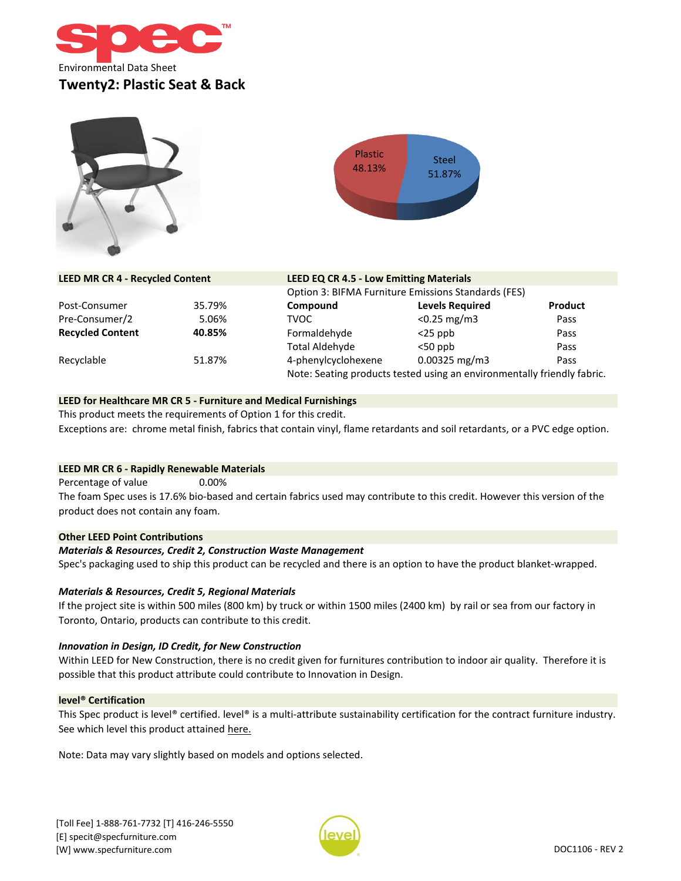Environmental Data Sheet

# Twenty2: Plastic Seat & Back

Plastic 48.13%

Steel 51.87%

| LEED MR CR 4 - Recycled Content | |
|---|---|
| Post-Consumer | 35.79% |
| Pre-Consumer/2 | 5.06% |
| **Recycled Content** | **40.85%** |
| Recyclable | 51.87% |

**LEED EQ CR 4.5 - Low Emitting Materials**

Option 3: BIFMA Furniture Emissions Standards (FES)

| Compound | Levels Required | Product |
|---|---|---|
| TVOC | <0.25 mg/m3 | Pass |
| Formaldehyde | <25 ppb | Pass |
| Total Aldehyde | <50 ppb | Pass |
| 4-phenylcyclohexene | 0.00325 mg/m3 | Pass |

Note: Seating products tested using an environmentally friendly fabric.

**LEED for Healthcare MR CR 5 - Furniture and Medical Furnishings**

This product meets the requirements of Option 1 for this credit.

Exceptions are: chrome metal finish, fabrics that contain vinyl, flame retardants and soil retardants, or a PVC edge option.

**LEED MR CR 6 - Rapidly Renewable Materials**

Percentage of value 0.00%

The foam Spec uses is 17.6% bio-based and certain fabrics used may contribute to this credit. However this version of the product does not contain any foam.

**Other LEED Point Contributions**

***Materials & Resources, Credit 2, Construction Waste Management***

Spec's packaging used to ship this product can be recycled and there is an option to have the product blanket-wrapped.

***Materials & Resources, Credit 5, Regional Materials***

If the project site is within 500 miles (800 km) by truck or within 1500 miles (2400 km) by rail or sea from our factory in Toronto, Ontario, products can contribute to this credit.

***Innovation in Design, ID Credit, for New Construction***

Within LEED for New Construction, there is no credit given for furnitures contribution to indoor air quality. Therefore it is possible that this product attribute could contribute to Innovation in Design.

**level® Certification**

This Spec product is level® certified. level® is a multi-attribute sustainability certification for the contract furniture industry. See which level this product attained here.

Note: Data may vary slightly based on models and options selected.

[Toll Fee] 1-888-761-7732 [T] 416-246-5550
[E] specit@specfurniture.com
[W] www.specfurniture.com

DOC1106 - REV 2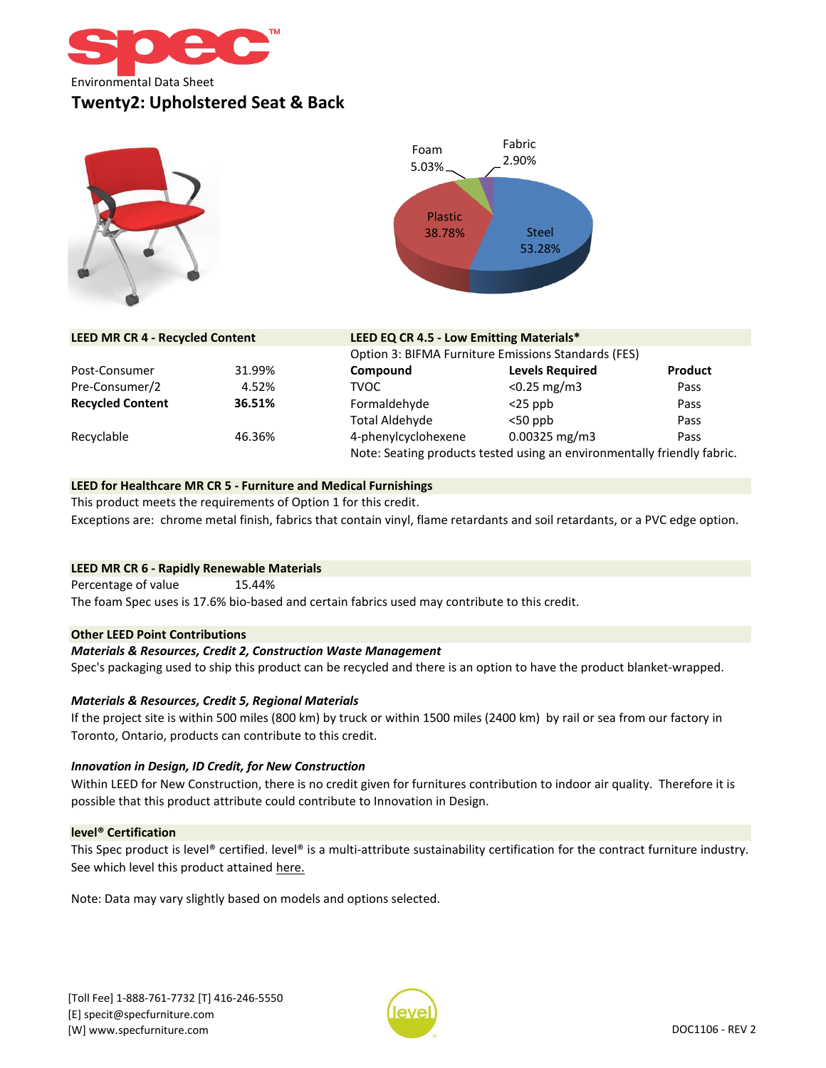Environmental Data Sheet

# Twenty2: Upholstered Seat & Back

Foam 5.03%
Fabric 2.90%
Plastic 38.78%
Steel 53.28%

## LEED MR CR 4 - Recycled Content

| | |
|---|---|
| Post-Consumer | 31.99% |
| Pre-Consumer/2 | 4.52% |
| **Recycled Content** | **36.51%** |
| Recyclable | 46.36% |

## LEED EQ CR 4.5 - Low Emitting Materials*

Option 3: BIFMA Furniture Emissions Standards (FES)

| Compound | Levels Required | Product |
|---|---|---|
| TVOC | <0.25 mg/m3 | Pass |
| Formaldehyde | <25 ppb | Pass |
| Total Aldehyde | <50 ppb | Pass |
| 4-phenylcyclohexene | 0.00325 mg/m3 | Pass |

Note: Seating products tested using an environmentally friendly fabric.

## LEED for Healthcare MR CR 5 - Furniture and Medical Furnishings

This product meets the requirements of Option 1 for this credit.

Exceptions are: chrome metal finish, fabrics that contain vinyl, flame retardants and soil retardants, or a PVC edge option.

## LEED MR CR 6 - Rapidly Renewable Materials

Percentage of value 15.44%

The foam Spec uses is 17.6% bio-based and certain fabrics used may contribute to this credit.

## Other LEED Point Contributions

***Materials & Resources, Credit 2, Construction Waste Management***

Spec's packaging used to ship this product can be recycled and there is an option to have the product blanket-wrapped.

***Materials & Resources, Credit 5, Regional Materials***

If the project site is within 500 miles (800 km) by truck or within 1500 miles (2400 km) by rail or sea from our factory in Toronto, Ontario, products can contribute to this credit.

***Innovation in Design, ID Credit, for New Construction***

Within LEED for New Construction, there is no credit given for furnitures contribution to indoor air quality. Therefore it is possible that this product attribute could contribute to Innovation in Design.

## level® Certification

This Spec product is level® certified. level® is a multi-attribute sustainability certification for the contract furniture industry. See which level this product attained here.

Note: Data may vary slightly based on models and options selected.

[Toll Fee] 1-888-761-7732 [T] 416-246-5550
[E] specit@specfurniture.com
[W] www.specfurniture.com

DOC1106 - REV 2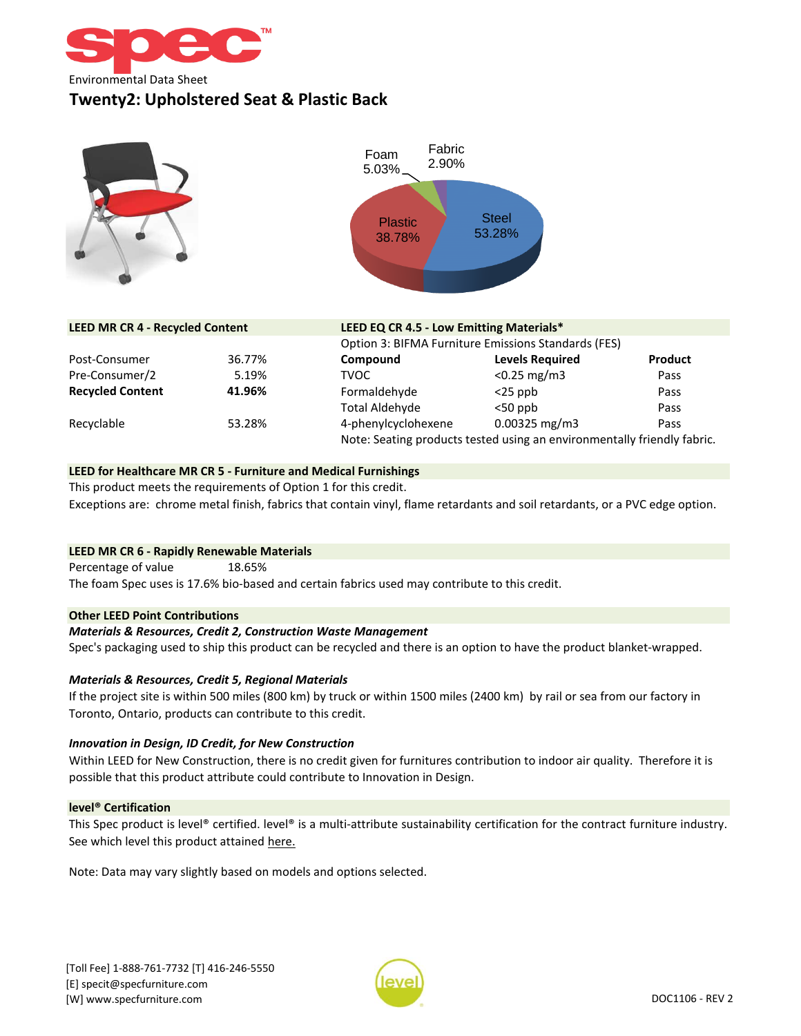spec™

Environmental Data Sheet

# Twenty2: Upholstered Seat & Plastic Back

Foam 5.03%
Fabric 2.90%
Plastic 38.78%
Steel 53.28%

## LEED MR CR 4 - Recycled Content

| | |
|---|---|
| Post-Consumer | 36.77% |
| Pre-Consumer/2 | 5.19% |
| **Recycled Content** | **41.96%** |
| Recyclable | 53.28% |

## LEED EQ CR 4.5 - Low Emitting Materials*

Option 3: BIFMA Furniture Emissions Standards (FES)

| **Compound** | **Levels Required** | **Product** |
|---|---|---|
| TVOC | <0.25 mg/m3 | Pass |
| Formaldehyde | <25 ppb | Pass |
| Total Aldehyde | <50 ppb | Pass |
| 4-phenylcyclohexene | 0.00325 mg/m3 | Pass |

Note: Seating products tested using an environmentally friendly fabric.

## LEED for Healthcare MR CR 5 - Furniture and Medical Furnishings

This product meets the requirements of Option 1 for this credit.

Exceptions are: chrome metal finish, fabrics that contain vinyl, flame retardants and soil retardants, or a PVC edge option.

## LEED MR CR 6 - Rapidly Renewable Materials

Percentage of value 18.65%

The foam Spec uses is 17.6% bio-based and certain fabrics used may contribute to this credit.

## Other LEED Point Contributions

***Materials & Resources, Credit 2, Construction Waste Management***

Spec's packaging used to ship this product can be recycled and there is an option to have the product blanket-wrapped.

***Materials & Resources, Credit 5, Regional Materials***

If the project site is within 500 miles (800 km) by truck or within 1500 miles (2400 km) by rail or sea from our factory in Toronto, Ontario, products can contribute to this credit.

***Innovation in Design, ID Credit, for New Construction***

Within LEED for New Construction, there is no credit given for furnitures contribution to indoor air quality. Therefore it is possible that this product attribute could contribute to Innovation in Design.

## level® Certification

This Spec product is level® certified. level® is a multi-attribute sustainability certification for the contract furniture industry. See which level this product attained here.

Note: Data may vary slightly based on models and options selected.

[Toll Fee] 1-888-761-7732 [T] 416-246-5550
[E] specit@specfurniture.com
[W] www.specfurniture.com

level®

DOC1106 - REV 2